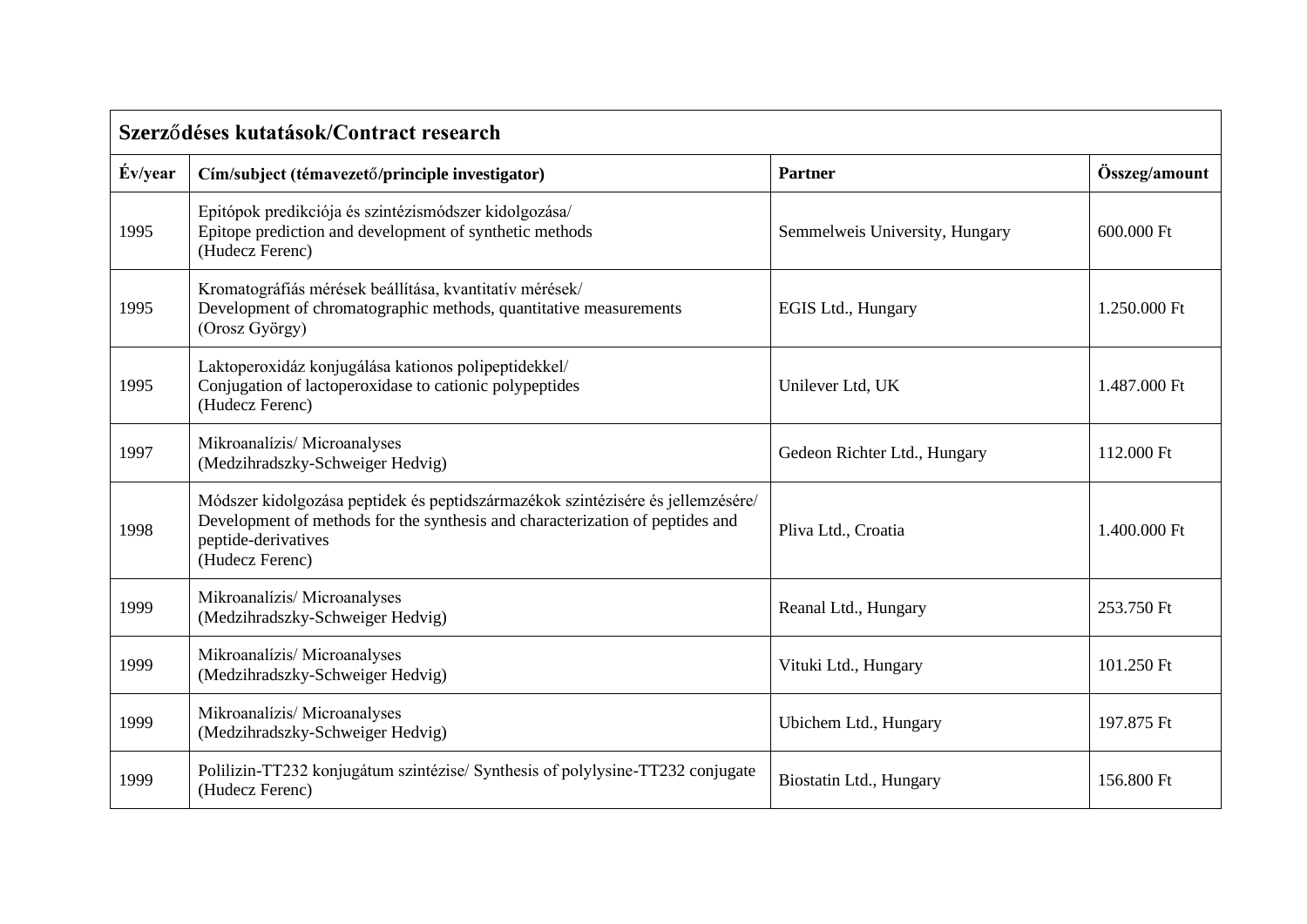| **Szerződéses kutatások/Contract research** | | | |
|---|---|---|---|
| **Év/year** | **Cím/subject (témavezető/principle investigator)** | **Partner** | **Összeg/amount** |
| 1995 | Epitópok predikciója és szintézismódszer kidolgozása/<br>Epitope prediction and development of synthetic methods<br>(Hudecz Ferenc) | Semmelweis University, Hungary | 600.000 Ft |
| 1995 | Kromatográfiás mérések beállítása, kvantitatív mérések/<br>Development of chromatographic methods, quantitative measurements<br>(Orosz György) | EGIS Ltd., Hungary | 1.250.000 Ft |
| 1995 | Laktoperoxidáz konjugálása kationos polipeptidekkel/<br>Conjugation of lactoperoxidase to cationic polypeptides<br>(Hudecz Ferenc) | Unilever Ltd, UK | 1.487.000 Ft |
| 1997 | Mikroanalízis/ Microanalyses<br>(Medzihradszky-Schweiger Hedvig) | Gedeon Richter Ltd., Hungary | 112.000 Ft |
| 1998 | Módszer kidolgozása peptidek és peptidszármazékok szintézisére és jellemzésére/<br>Development of methods for the synthesis and characterization of peptides and peptide-derivatives<br>(Hudecz Ferenc) | Pliva Ltd., Croatia | 1.400.000 Ft |
| 1999 | Mikroanalízis/ Microanalyses<br>(Medzihradszky-Schweiger Hedvig) | Reanal Ltd., Hungary | 253.750 Ft |
| 1999 | Mikroanalízis/ Microanalyses<br>(Medzihradszky-Schweiger Hedvig) | Vituki Ltd., Hungary | 101.250 Ft |
| 1999 | Mikroanalízis/ Microanalyses<br>(Medzihradszky-Schweiger Hedvig) | Ubichem Ltd., Hungary | 197.875 Ft |
| 1999 | Polilizin-TT232 konjugátum szintézise/ Synthesis of polylysine-TT232 conjugate<br>(Hudecz Ferenc) | Biostatin Ltd., Hungary | 156.800 Ft |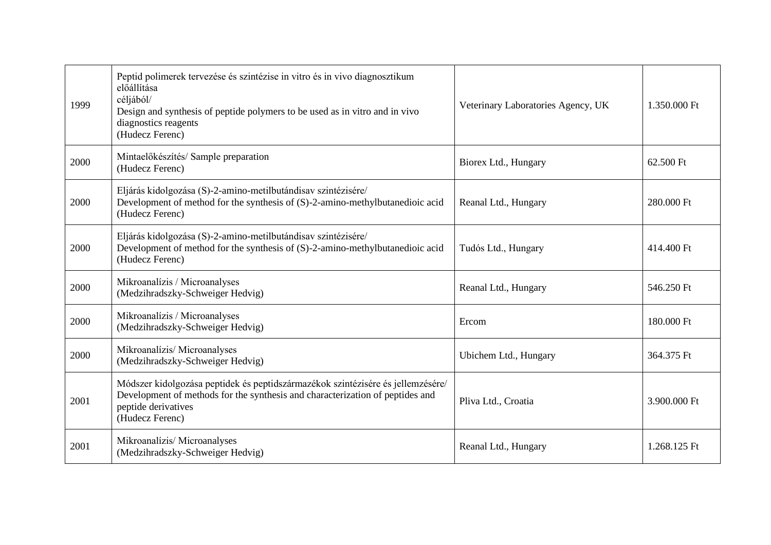| | | | |
|---|---|---|---|
| 1999 | Peptid polimerek tervezése és szintézise in vitro és in vivo diagnosztikum előállítása céljából/<br>Design and synthesis of peptide polymers to be used as in vitro and in vivo diagnostics reagents<br>(Hudecz Ferenc) | Veterinary Laboratories Agency, UK | 1.350.000 Ft |
| 2000 | Mintaelőkészítés/ Sample preparation<br>(Hudecz Ferenc) | Biorex Ltd., Hungary | 62.500 Ft |
| 2000 | Eljárás kidolgozása (S)-2-amino-metilbutándisav szintézisére/<br>Development of method for the synthesis of (S)-2-amino-methylbutanedioic acid<br>(Hudecz Ferenc) | Reanal Ltd., Hungary | 280.000 Ft |
| 2000 | Eljárás kidolgozása (S)-2-amino-metilbutándisav szintézisére/<br>Development of method for the synthesis of (S)-2-amino-methylbutanedioic acid<br>(Hudecz Ferenc) | Tudós Ltd., Hungary | 414.400 Ft |
| 2000 | Mikroanalízis / Microanalyses<br>(Medzihradszky-Schweiger Hedvig) | Reanal Ltd., Hungary | 546.250 Ft |
| 2000 | Mikroanalízis / Microanalyses<br>(Medzihradszky-Schweiger Hedvig) | Ercom | 180.000 Ft |
| 2000 | Mikroanalízis/ Microanalyses<br>(Medzihradszky-Schweiger Hedvig) | Ubichem Ltd., Hungary | 364.375 Ft |
| 2001 | Módszer kidolgozása peptidek és peptidszármazékok szintézisére és jellemzésére/<br>Development of methods for the synthesis and characterization of peptides and peptide derivatives<br>(Hudecz Ferenc) | Pliva Ltd., Croatia | 3.900.000 Ft |
| 2001 | Mikroanalízis/ Microanalyses<br>(Medzihradszky-Schweiger Hedvig) | Reanal Ltd., Hungary | 1.268.125 Ft |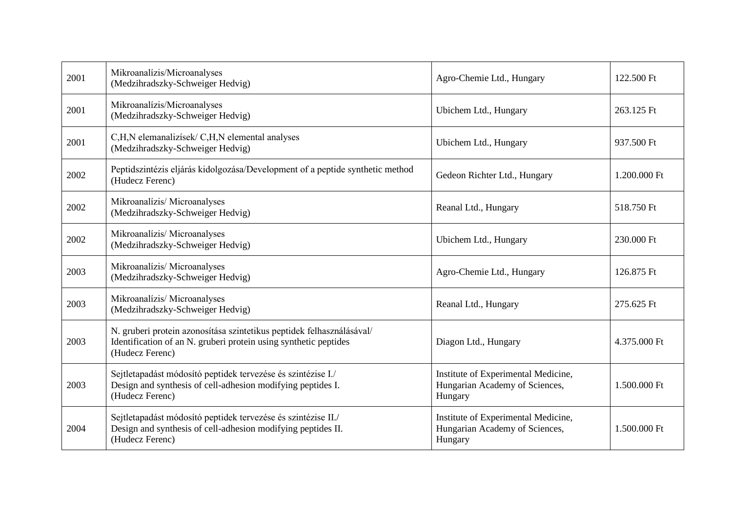| 2001 | Mikroanalízis/Microanalyses<br>(Medzihradszky-Schweiger Hedvig) | Agro-Chemie Ltd., Hungary | 122.500 Ft |
|---|---|---|---|
| 2001 | Mikroanalízis/Microanalyses<br>(Medzihradszky-Schweiger Hedvig) | Ubichem Ltd., Hungary | 263.125 Ft |
| 2001 | C,H,N elemanalizísek/ C,H,N elemental analyses<br>(Medzihradszky-Schweiger Hedvig) | Ubichem Ltd., Hungary | 937.500 Ft |
| 2002 | Peptidszintézis eljárás kidolgozása/Development of a peptide synthetic method<br>(Hudecz Ferenc) | Gedeon Richter Ltd., Hungary | 1.200.000 Ft |
| 2002 | Mikroanalízis/ Microanalyses<br>(Medzihradszky-Schweiger Hedvig) | Reanal Ltd., Hungary | 518.750 Ft |
| 2002 | Mikroanalízis/ Microanalyses<br>(Medzihradszky-Schweiger Hedvig) | Ubichem Ltd., Hungary | 230.000 Ft |
| 2003 | Mikroanalízis/ Microanalyses<br>(Medzihradszky-Schweiger Hedvig) | Agro-Chemie Ltd., Hungary | 126.875 Ft |
| 2003 | Mikroanalízis/ Microanalyses<br>(Medzihradszky-Schweiger Hedvig) | Reanal Ltd., Hungary | 275.625 Ft |
| 2003 | N. gruberi protein azonosítása szintetikus peptidek felhasználásával/<br>Identification of an N. gruberi protein using synthetic peptides<br>(Hudecz Ferenc) | Diagon Ltd., Hungary | 4.375.000 Ft |
| 2003 | Sejtletapadást módosító peptidek tervezése és szintézise I./<br>Design and synthesis of cell-adhesion modifying peptides I.<br>(Hudecz Ferenc) | Institute of Experimental Medicine, Hungarian Academy of Sciences, Hungary | 1.500.000 Ft |
| 2004 | Sejtletapadást módosító peptidek tervezése és szintézise II./<br>Design and synthesis of cell-adhesion modifying peptides II.<br>(Hudecz Ferenc) | Institute of Experimental Medicine, Hungarian Academy of Sciences, Hungary | 1.500.000 Ft |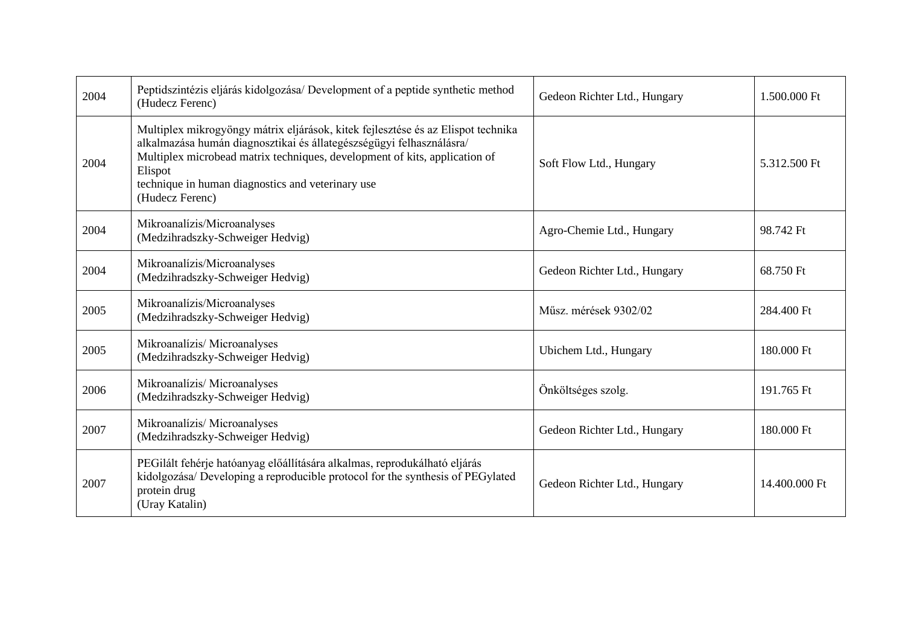| | | | |
|---|---|---|---|
| 2004 | Peptidszintézis eljárás kidolgozása/ Development of a peptide synthetic method (Hudecz Ferenc) | Gedeon Richter Ltd., Hungary | 1.500.000 Ft |
| 2004 | Multiplex mikrogyöngy mátrix eljárások, kitek fejlesztése és az Elispot technika alkalmazása humán diagnosztikai és állategészségügyi felhasználásra/ Multiplex microbead matrix techniques, development of kits, application of Elispot technique in human diagnostics and veterinary use (Hudecz Ferenc) | Soft Flow Ltd., Hungary | 5.312.500 Ft |
| 2004 | Mikroanalízis/Microanalyses (Medzihradszky-Schweiger Hedvig) | Agro-Chemie Ltd., Hungary | 98.742 Ft |
| 2004 | Mikroanalízis/Microanalyses (Medzihradszky-Schweiger Hedvig) | Gedeon Richter Ltd., Hungary | 68.750 Ft |
| 2005 | Mikroanalízis/Microanalyses (Medzihradszky-Schweiger Hedvig) | Műsz. mérések 9302/02 | 284.400 Ft |
| 2005 | Mikroanalízis/ Microanalyses (Medzihradszky-Schweiger Hedvig) | Ubichem Ltd., Hungary | 180.000 Ft |
| 2006 | Mikroanalízis/ Microanalyses (Medzihradszky-Schweiger Hedvig) | Önköltséges szolg. | 191.765 Ft |
| 2007 | Mikroanalízis/ Microanalyses (Medzihradszky-Schweiger Hedvig) | Gedeon Richter Ltd., Hungary | 180.000 Ft |
| 2007 | PEGilált fehérje hatóanyag előállítására alkalmas, reprodukálható eljárás kidolgozása/ Developing a reproducible protocol for the synthesis of PEGylated protein drug (Uray Katalin) | Gedeon Richter Ltd., Hungary | 14.400.000 Ft |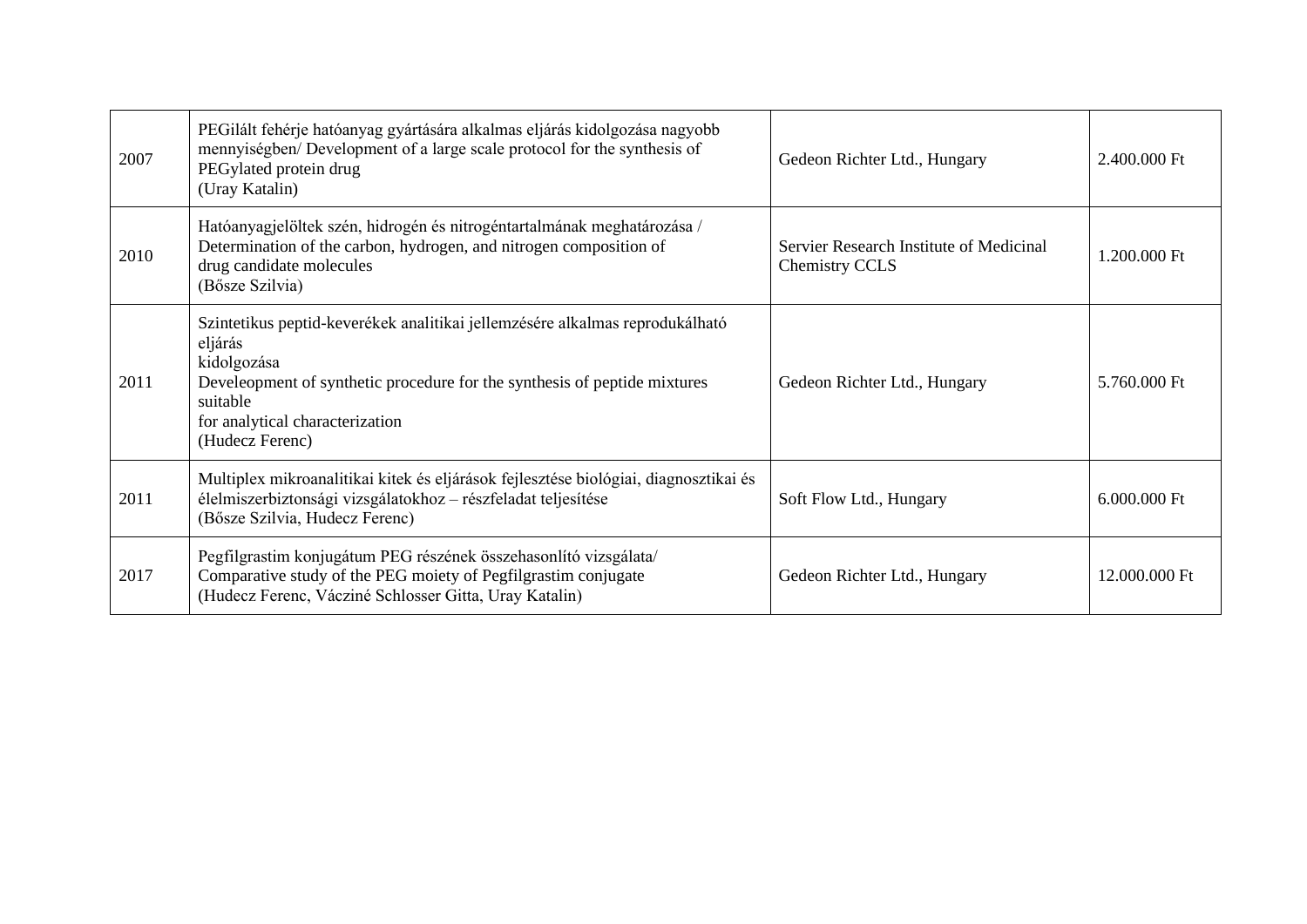| | | | |
|---|---|---|---|
| 2007 | PEGilált fehérje hatóanyag gyártására alkalmas eljárás kidolgozása nagyobb mennyiségben/ Development of a large scale protocol for the synthesis of PEGylated protein drug<br>(Uray Katalin) | Gedeon Richter Ltd., Hungary | 2.400.000 Ft |
| 2010 | Hatóanyagjelöltek szén, hidrogén és nitrogéntartalmának meghatározása / Determination of the carbon, hydrogen, and nitrogen composition of drug candidate molecules<br>(Bősze Szilvia) | Servier Research Institute of Medicinal Chemistry CCLS | 1.200.000 Ft |
| 2011 | Szintetikus peptid-keverékek analitikai jellemzésére alkalmas reprodukálható eljárás kidolgozása<br>Develeopment of synthetic procedure for the synthesis of peptide mixtures suitable for analytical characterization<br>(Hudecz Ferenc) | Gedeon Richter Ltd., Hungary | 5.760.000 Ft |
| 2011 | Multiplex mikroanalitikai kitek és eljárások fejlesztése biológiai, diagnosztikai és élelmiszerbiztonsági vizsgálatokhoz – részfeladat teljesítése<br>(Bősze Szilvia, Hudecz Ferenc) | Soft Flow Ltd., Hungary | 6.000.000 Ft |
| 2017 | Pegfilgrastim konjugátum PEG részének összehasonlító vizsgálata/ Comparative study of the PEG moiety of Pegfilgrastim conjugate<br>(Hudecz Ferenc, Vácziné Schlosser Gitta, Uray Katalin) | Gedeon Richter Ltd., Hungary | 12.000.000 Ft |